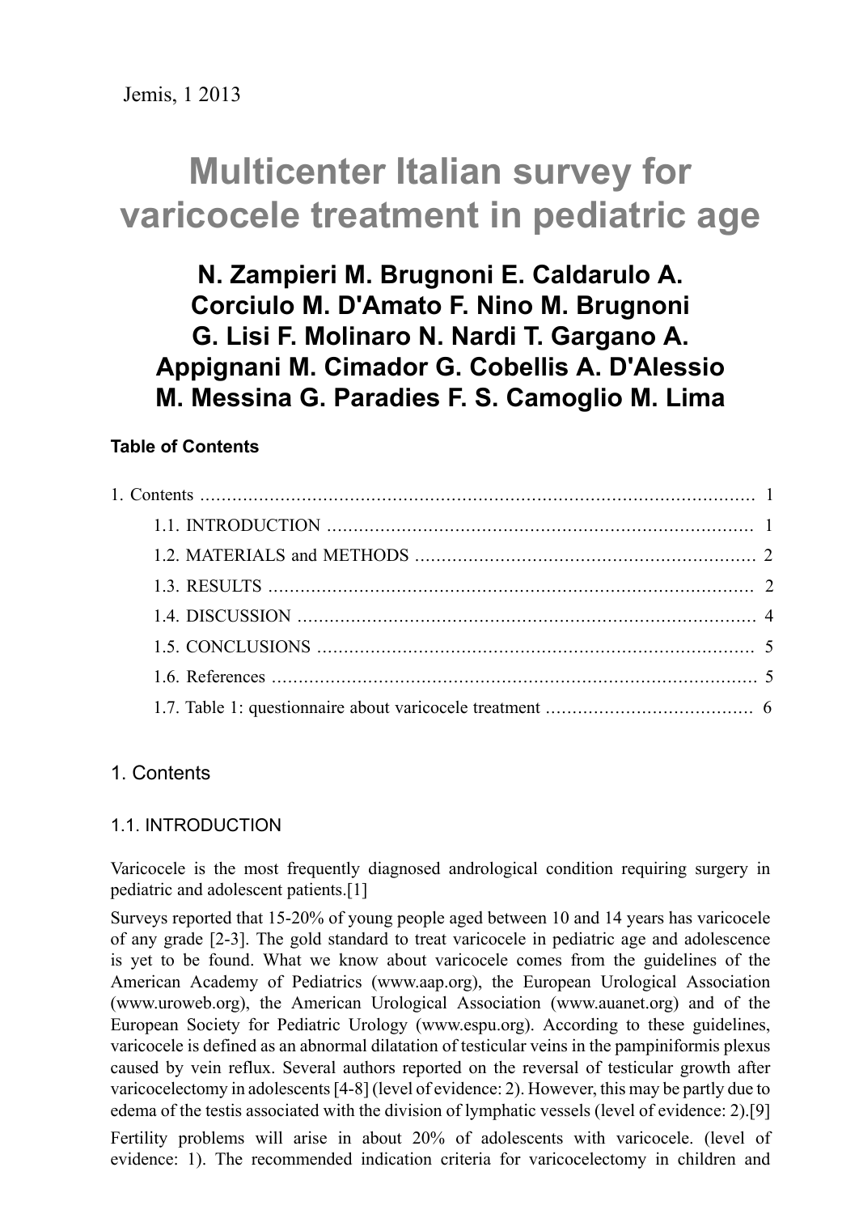Jemis, 1 2013

# Multicenter Italian survey for varicocele treatment in pediatric age

**N. Zampieri M. Brugnoni E. Caldarulo A. Corciulo M. D'Amato F. Nino M. Brugnoni G. Lisi F. Molinaro N. Nardi T. Gargano A. Appignani M. Cimador G. Cobellis A. D'Alessio M. Messina G. Paradies F. S. Camoglio M. Lima**

**Table of Contents**

1. Contents .......... 1
   - 1.1. INTRODUCTION .......... 1
   - 1.2. MATERIALS and METHODS .......... 2
   - 1.3. RESULTS .......... 2
   - 1.4. DISCUSSION .......... 4
   - 1.5. CONCLUSIONS .......... 5
   - 1.6. References .......... 5
   - 1.7. Table 1: questionnaire about varicocele treatment .......... 6

## 1. Contents

### 1.1. INTRODUCTION

Varicocele is the most frequently diagnosed andrological condition requiring surgery in pediatric and adolescent patients.[1]

Surveys reported that 15-20% of young people aged between 10 and 14 years has varicocele of any grade [2-3]. The gold standard to treat varicocele in pediatric age and adolescence is yet to be found. What we know about varicocele comes from the guidelines of the American Academy of Pediatrics (www.aap.org), the European Urological Association (www.uroweb.org), the American Urological Association (www.auanet.org) and of the European Society for Pediatric Urology (www.espu.org). According to these guidelines, varicocele is defined as an abnormal dilatation of testicular veins in the pampiniformis plexus caused by vein reflux. Several authors reported on the reversal of testicular growth after varicocelectomy in adolescents [4-8] (level of evidence: 2). However, this may be partly due to edema of the testis associated with the division of lymphatic vessels (level of evidence: 2).[9]

Fertility problems will arise in about 20% of adolescents with varicocele. (level of evidence: 1). The recommended indication criteria for varicocelectomy in children and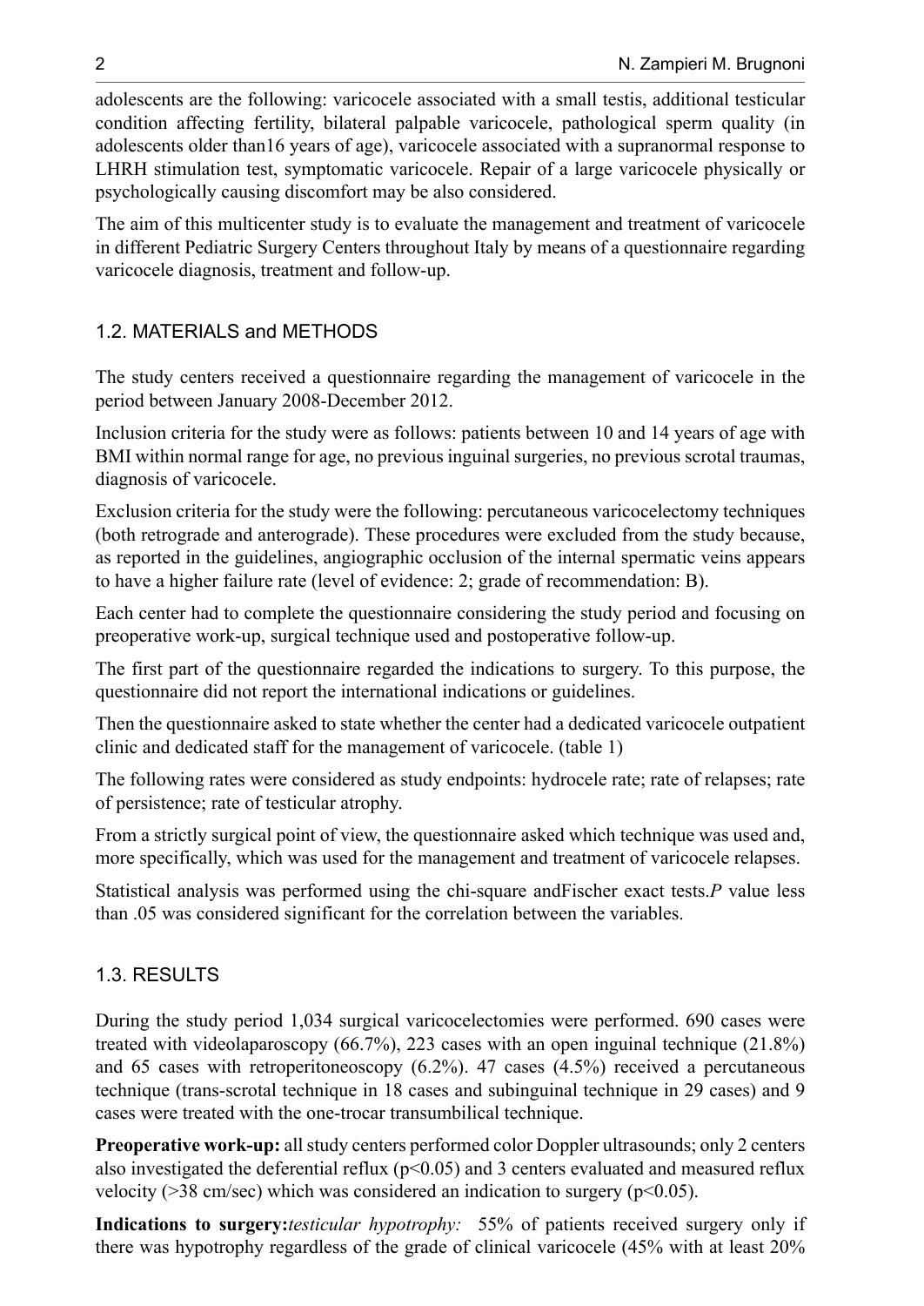adolescents are the following: varicocele associated with a small testis, additional testicular condition affecting fertility, bilateral palpable varicocele, pathological sperm quality (in adolescents older than16 years of age), varicocele associated with a supranormal response to LHRH stimulation test, symptomatic varicocele. Repair of a large varicocele physically or psychologically causing discomfort may be also considered.

The aim of this multicenter study is to evaluate the management and treatment of varicocele in different Pediatric Surgery Centers throughout Italy by means of a questionnaire regarding varicocele diagnosis, treatment and follow-up.

### 1.2. MATERIALS and METHODS

The study centers received a questionnaire regarding the management of varicocele in the period between January 2008-December 2012.

Inclusion criteria for the study were as follows: patients between 10 and 14 years of age with BMI within normal range for age, no previous inguinal surgeries, no previous scrotal traumas, diagnosis of varicocele.

Exclusion criteria for the study were the following: percutaneous varicocelectomy techniques (both retrograde and anterograde). These procedures were excluded from the study because, as reported in the guidelines, angiographic occlusion of the internal spermatic veins appears to have a higher failure rate (level of evidence: 2; grade of recommendation: B).

Each center had to complete the questionnaire considering the study period and focusing on preoperative work-up, surgical technique used and postoperative follow-up.

The first part of the questionnaire regarded the indications to surgery. To this purpose, the questionnaire did not report the international indications or guidelines.

Then the questionnaire asked to state whether the center had a dedicated varicocele outpatient clinic and dedicated staff for the management of varicocele. (table 1)

The following rates were considered as study endpoints: hydrocele rate; rate of relapses; rate of persistence; rate of testicular atrophy.

From a strictly surgical point of view, the questionnaire asked which technique was used and, more specifically, which was used for the management and treatment of varicocele relapses.

Statistical analysis was performed using the chi-square andFischer exact tests.*P* value less than .05 was considered significant for the correlation between the variables.

### 1.3. RESULTS

During the study period 1,034 surgical varicocelectomies were performed. 690 cases were treated with videolaparoscopy (66.7%), 223 cases with an open inguinal technique (21.8%) and 65 cases with retroperitoneoscopy (6.2%). 47 cases (4.5%) received a percutaneous technique (trans-scrotal technique in 18 cases and subinguinal technique in 29 cases) and 9 cases were treated with the one-trocar transumbilical technique.

**Preoperative work-up:** all study centers performed color Doppler ultrasounds; only 2 centers also investigated the deferential reflux ($p<0.05$) and 3 centers evaluated and measured reflux velocity (>38 cm/sec) which was considered an indication to surgery ($p<0.05$).

**Indications to surgery:***testicular hypotrophy:* 55% of patients received surgery only if there was hypotrophy regardless of the grade of clinical varicocele (45% with at least 20%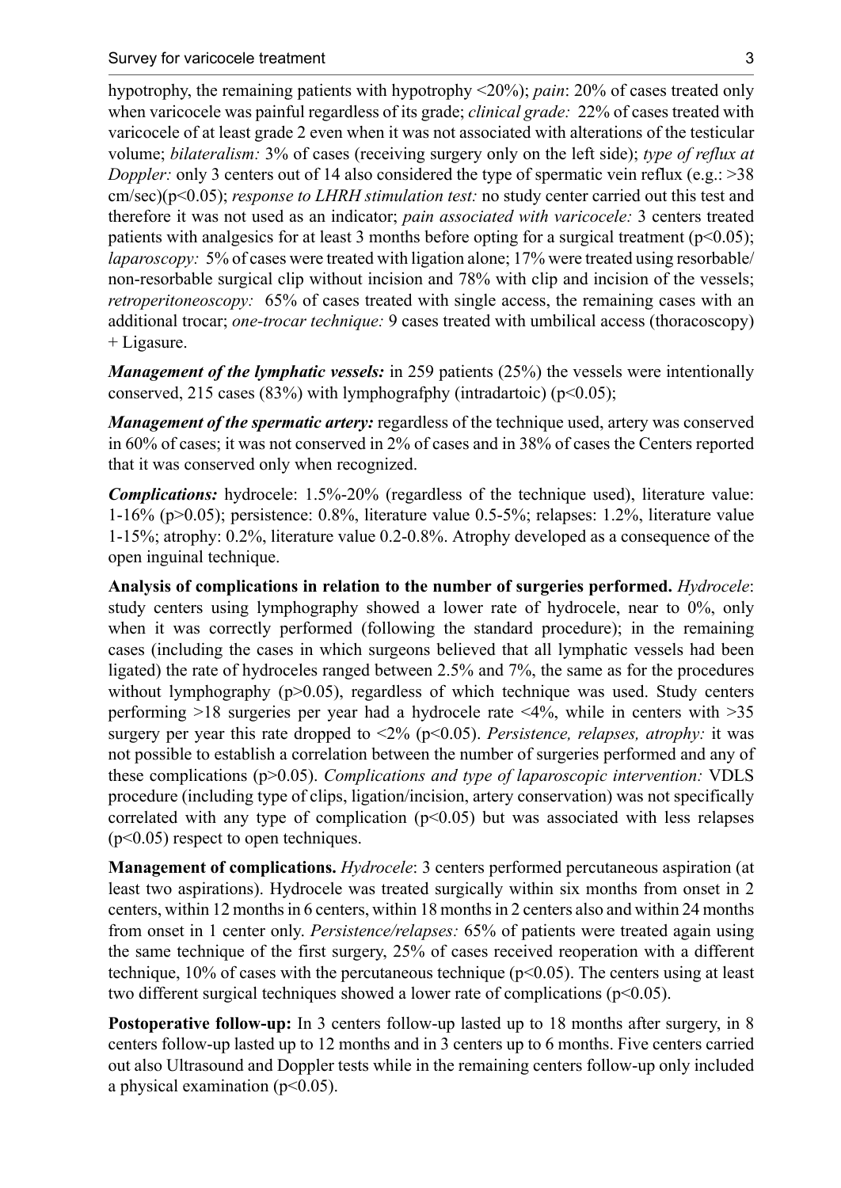hypotrophy, the remaining patients with hypotrophy <20%); *pain*: 20% of cases treated only when varicocele was painful regardless of its grade; *clinical grade:* 22% of cases treated with varicocele of at least grade 2 even when it was not associated with alterations of the testicular volume; *bilateralism:* 3% of cases (receiving surgery only on the left side); *type of reflux at Doppler:* only 3 centers out of 14 also considered the type of spermatic vein reflux (e.g.: >38 cm/sec)($p<0.05$); *response to LHRH stimulation test:* no study center carried out this test and therefore it was not used as an indicator; *pain associated with varicocele:* 3 centers treated patients with analgesics for at least 3 months before opting for a surgical treatment ($p<0.05$); *laparoscopy:* 5% of cases were treated with ligation alone; 17% were treated using resorbable/ non-resorbable surgical clip without incision and 78% with clip and incision of the vessels; *retroperitoneoscopy:* 65% of cases treated with single access, the remaining cases with an additional trocar; *one-trocar technique:* 9 cases treated with umbilical access (thoracoscopy) + Ligasure.

***Management of the lymphatic vessels:*** in 259 patients (25%) the vessels were intentionally conserved, 215 cases (83%) with lymphografphy (intradartoic) ($p<0.05$);

***Management of the spermatic artery:*** regardless of the technique used, artery was conserved in 60% of cases; it was not conserved in 2% of cases and in 38% of cases the Centers reported that it was conserved only when recognized.

***Complications:*** hydrocele: 1.5%-20% (regardless of the technique used), literature value: 1-16% ($p>0.05$); persistence: 0.8%, literature value 0.5-5%; relapses: 1.2%, literature value 1-15%; atrophy: 0.2%, literature value 0.2-0.8%. Atrophy developed as a consequence of the open inguinal technique.

**Analysis of complications in relation to the number of surgeries performed.** *Hydrocele*: study centers using lymphography showed a lower rate of hydrocele, near to 0%, only when it was correctly performed (following the standard procedure); in the remaining cases (including the cases in which surgeons believed that all lymphatic vessels had been ligated) the rate of hydroceles ranged between 2.5% and 7%, the same as for the procedures without lymphography ($p>0.05$), regardless of which technique was used. Study centers performing >18 surgeries per year had a hydrocele rate <4%, while in centers with >35 surgery per year this rate dropped to <2% ($p<0.05$). *Persistence, relapses, atrophy:* it was not possible to establish a correlation between the number of surgeries performed and any of these complications ($p>0.05$). *Complications and type of laparoscopic intervention:* VDLS procedure (including type of clips, ligation/incision, artery conservation) was not specifically correlated with any type of complication ($p<0.05$) but was associated with less relapses ($p<0.05$) respect to open techniques.

**Management of complications.** *Hydrocele*: 3 centers performed percutaneous aspiration (at least two aspirations). Hydrocele was treated surgically within six months from onset in 2 centers, within 12 months in 6 centers, within 18 months in 2 centers also and within 24 months from onset in 1 center only. *Persistence/relapses:* 65% of patients were treated again using the same technique of the first surgery, 25% of cases received reoperation with a different technique, 10% of cases with the percutaneous technique ($p<0.05$). The centers using at least two different surgical techniques showed a lower rate of complications ($p<0.05$).

**Postoperative follow-up:** In 3 centers follow-up lasted up to 18 months after surgery, in 8 centers follow-up lasted up to 12 months and in 3 centers up to 6 months. Five centers carried out also Ultrasound and Doppler tests while in the remaining centers follow-up only included a physical examination ($p<0.05$).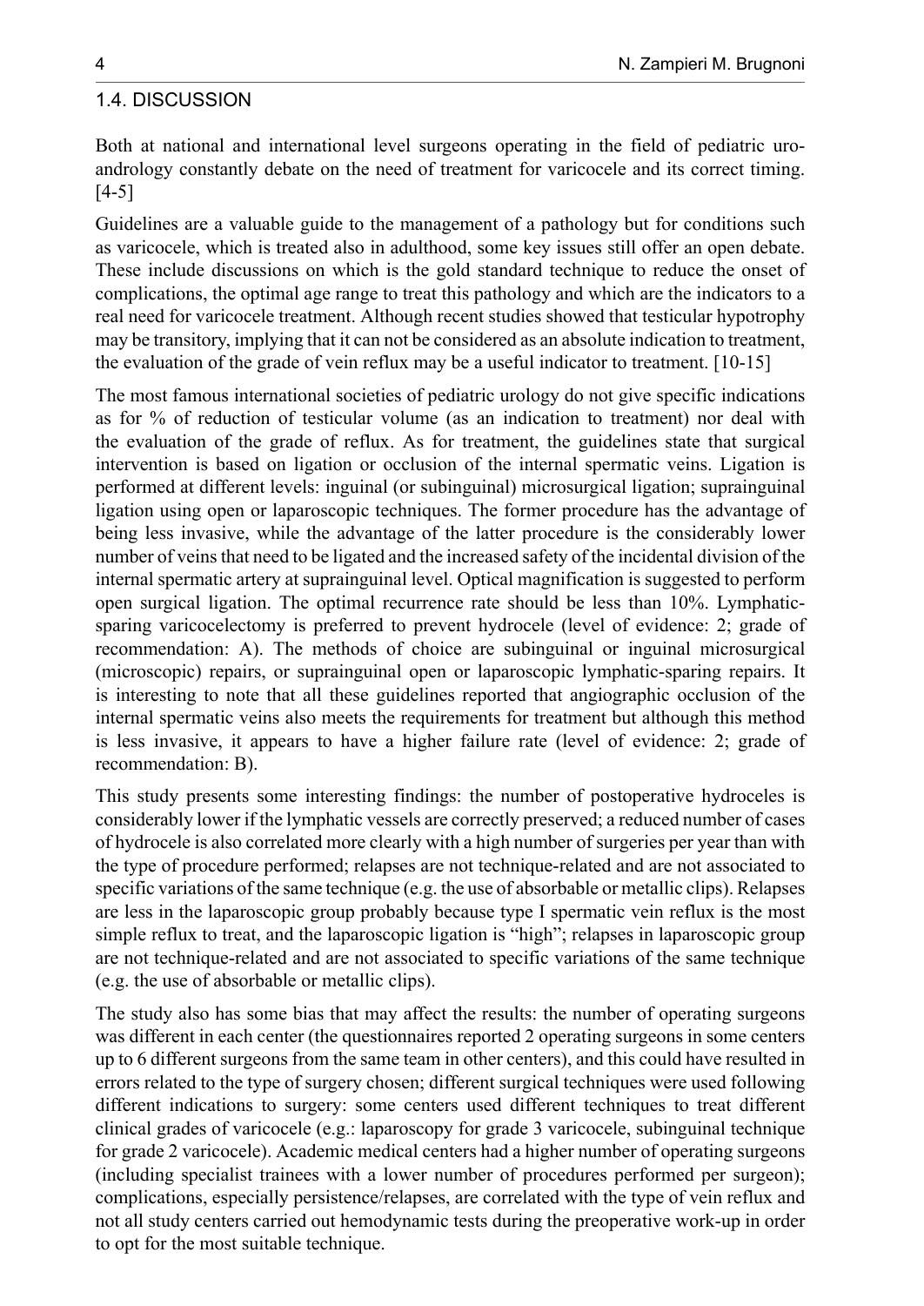## 1.4. DISCUSSION

Both at national and international level surgeons operating in the field of pediatric uro-andrology constantly debate on the need of treatment for varicocele and its correct timing. [4-5]

Guidelines are a valuable guide to the management of a pathology but for conditions such as varicocele, which is treated also in adulthood, some key issues still offer an open debate. These include discussions on which is the gold standard technique to reduce the onset of complications, the optimal age range to treat this pathology and which are the indicators to a real need for varicocele treatment. Although recent studies showed that testicular hypotrophy may be transitory, implying that it can not be considered as an absolute indication to treatment, the evaluation of the grade of vein reflux may be a useful indicator to treatment. [10-15]

The most famous international societies of pediatric urology do not give specific indications as for % of reduction of testicular volume (as an indication to treatment) nor deal with the evaluation of the grade of reflux. As for treatment, the guidelines state that surgical intervention is based on ligation or occlusion of the internal spermatic veins. Ligation is performed at different levels: inguinal (or subinguinal) microsurgical ligation; suprainguinal ligation using open or laparoscopic techniques. The former procedure has the advantage of being less invasive, while the advantage of the latter procedure is the considerably lower number of veins that need to be ligated and the increased safety of the incidental division of the internal spermatic artery at suprainguinal level. Optical magnification is suggested to perform open surgical ligation. The optimal recurrence rate should be less than 10%. Lymphatic-sparing varicocelectomy is preferred to prevent hydrocele (level of evidence: 2; grade of recommendation: A). The methods of choice are subinguinal or inguinal microsurgical (microscopic) repairs, or suprainguinal open or laparoscopic lymphatic-sparing repairs. It is interesting to note that all these guidelines reported that angiographic occlusion of the internal spermatic veins also meets the requirements for treatment but although this method is less invasive, it appears to have a higher failure rate (level of evidence: 2; grade of recommendation: B).

This study presents some interesting findings: the number of postoperative hydroceles is considerably lower if the lymphatic vessels are correctly preserved; a reduced number of cases of hydrocele is also correlated more clearly with a high number of surgeries per year than with the type of procedure performed; relapses are not technique-related and are not associated to specific variations of the same technique (e.g. the use of absorbable or metallic clips). Relapses are less in the laparoscopic group probably because type I spermatic vein reflux is the most simple reflux to treat, and the laparoscopic ligation is "high"; relapses in laparoscopic group are not technique-related and are not associated to specific variations of the same technique (e.g. the use of absorbable or metallic clips).

The study also has some bias that may affect the results: the number of operating surgeons was different in each center (the questionnaires reported 2 operating surgeons in some centers up to 6 different surgeons from the same team in other centers), and this could have resulted in errors related to the type of surgery chosen; different surgical techniques were used following different indications to surgery: some centers used different techniques to treat different clinical grades of varicocele (e.g.: laparoscopy for grade 3 varicocele, subinguinal technique for grade 2 varicocele). Academic medical centers had a higher number of operating surgeons (including specialist trainees with a lower number of procedures performed per surgeon); complications, especially persistence/relapses, are correlated with the type of vein reflux and not all study centers carried out hemodynamic tests during the preoperative work-up in order to opt for the most suitable technique.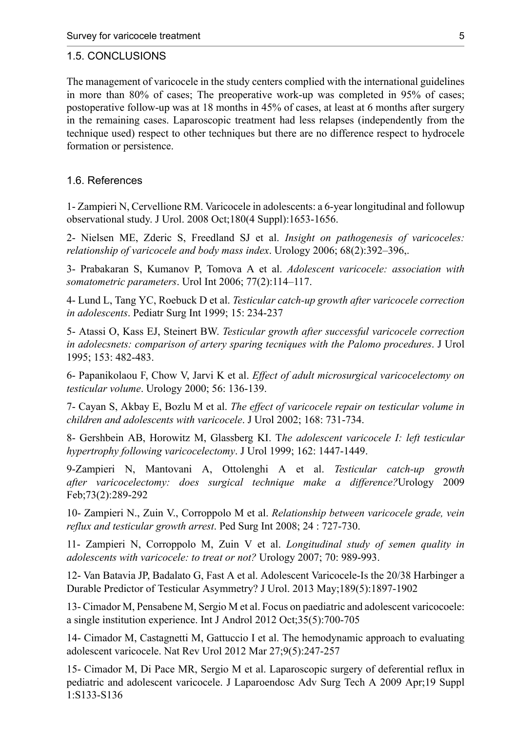## 1.5. CONCLUSIONS

The management of varicocele in the study centers complied with the international guidelines in more than 80% of cases; The preoperative work-up was completed in 95% of cases; postoperative follow-up was at 18 months in 45% of cases, at least at 6 months after surgery in the remaining cases. Laparoscopic treatment had less relapses (independently from the technique used) respect to other techniques but there are no difference respect to hydrocele formation or persistence.

## 1.6. References

1- Zampieri N, Cervellione RM. Varicocele in adolescents: a 6-year longitudinal and followup observational study. J Urol. 2008 Oct;180(4 Suppl):1653-1656.

2- Nielsen ME, Zderic S, Freedland SJ et al. *Insight on pathogenesis of varicoceles: relationship of varicocele and body mass index*. Urology 2006; 68(2):392–396,.

3- Prabakaran S, Kumanov P, Tomova A et al. *Adolescent varicocele: association with somatometric parameters*. Urol Int 2006; 77(2):114–117.

4- Lund L, Tang YC, Roebuck D et al. *Testicular catch-up growth after varicocele correction in adolescents*. Pediatr Surg Int 1999; 15: 234-237

5- Atassi O, Kass EJ, Steinert BW. *Testicular growth after successful varicocele correction in adolecsnets: comparison of artery sparing tecniques with the Palomo procedures*. J Urol 1995; 153: 482-483.

6- Papanikolaou F, Chow V, Jarvi K et al. *Effect of adult microsurgical varicocelectomy on testicular volume*. Urology 2000; 56: 136-139.

7- Cayan S, Akbay E, Bozlu M et al. *The effect of varicocele repair on testicular volume in children and adolescents with varicocele*. J Urol 2002; 168: 731-734.

8- Gershbein AB, Horowitz M, Glassberg KI. T*he adolescent varicocele I: left testicular hypertrophy following varicocelectomy*. J Urol 1999; 162: 1447-1449.

9-Zampieri N, Mantovani A, Ottolenghi A et al. *Testicular catch-up growth after varicocelectomy: does surgical technique make a difference?*Urology 2009 Feb;73(2):289-292

10- Zampieri N., Zuin V., Corroppolo M et al. *Relationship between varicocele grade, vein reflux and testicular growth arrest*. Ped Surg Int 2008; 24 : 727-730.

11- Zampieri N, Corroppolo M, Zuin V et al. *Longitudinal study of semen quality in adolescents with varicocele: to treat or not?* Urology 2007; 70: 989-993.

12- Van Batavia JP, Badalato G, Fast A et al. Adolescent Varicocele-Is the 20/38 Harbinger a Durable Predictor of Testicular Asymmetry? J Urol. 2013 May;189(5):1897-1902

13- Cimador M, Pensabene M, Sergio M et al. Focus on paediatric and adolescent varicocoele: a single institution experience. Int J Androl 2012 Oct;35(5):700-705

14- Cimador M, Castagnetti M, Gattuccio I et al. The hemodynamic approach to evaluating adolescent varicocele. Nat Rev Urol 2012 Mar 27;9(5):247-257

15- Cimador M, Di Pace MR, Sergio M et al. Laparoscopic surgery of deferential reflux in pediatric and adolescent varicocele. J Laparoendosc Adv Surg Tech A 2009 Apr;19 Suppl 1:S133-S136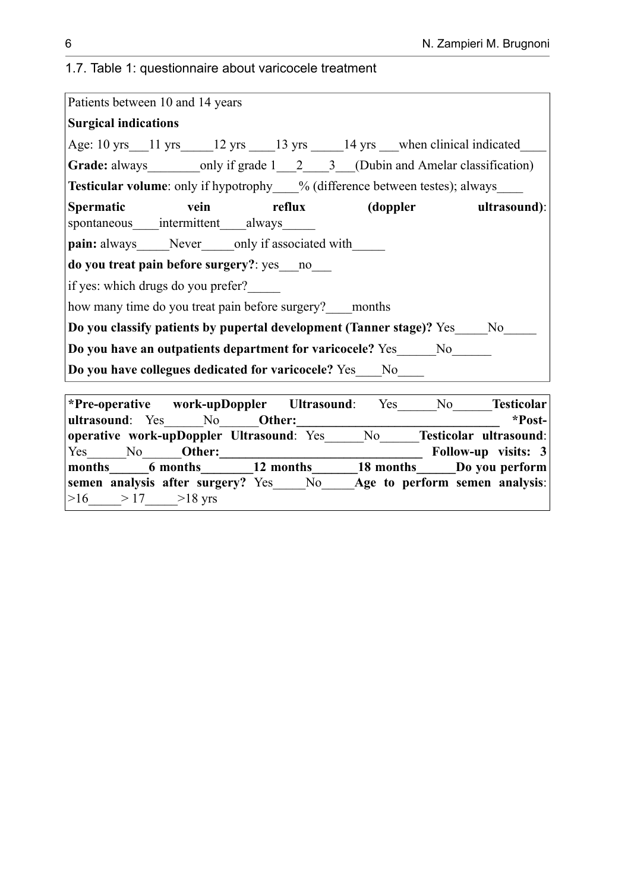## 1.7. Table 1: questionnaire about varicocele treatment

| |
|---|
| Patients between 10 and 14 years |
| **Surgical indications** |
| Age: 10 yrs___11 yrs_____12 yrs ____13 yrs _____14 yrs ___when clinical indicated____ |
| **Grade:** always________only if grade 1___2____3___(Dubin and Amelar classification) |
| **Testicular volume**: only if hypotrophy____% (difference between testes); always____ |
| **Spermatic vein reflux (doppler ultrasound)**: spontaneous____intermittent____always_____ |
| **pain:** always_____Never_____only if associated with_____ |
| **do you treat pain before surgery?**: yes___no___ |
| if yes: which drugs do you prefer?_____ |
| how many time do you treat pain before surgery?____months |
| **Do you classify patients by pupertal development (Tanner stage)?** Yes_____No_____ |
| **Do you have an outpatients department for varicocele?** Yes______No______ |
| **Do you have collegues dedicated for varicocele?** Yes____No____ |

| |
|---|
| **\*Pre-operative work-upDoppler Ultrasound**: Yes______No______**Testicolar ultrasound**: Yes______No______**Other:________________________________ \*Post-operative work-upDoppler Ultrasound**: Yes______No______**Testicolar ultrasound**: Yes______No______**Other:________________________________ Follow-up visits: 3 months______6 months________12 months_______18 months______Do you perform semen analysis after surgery?** Yes_____No_____**Age to perform semen analysis**: >16_____> 17_____>18 yrs |